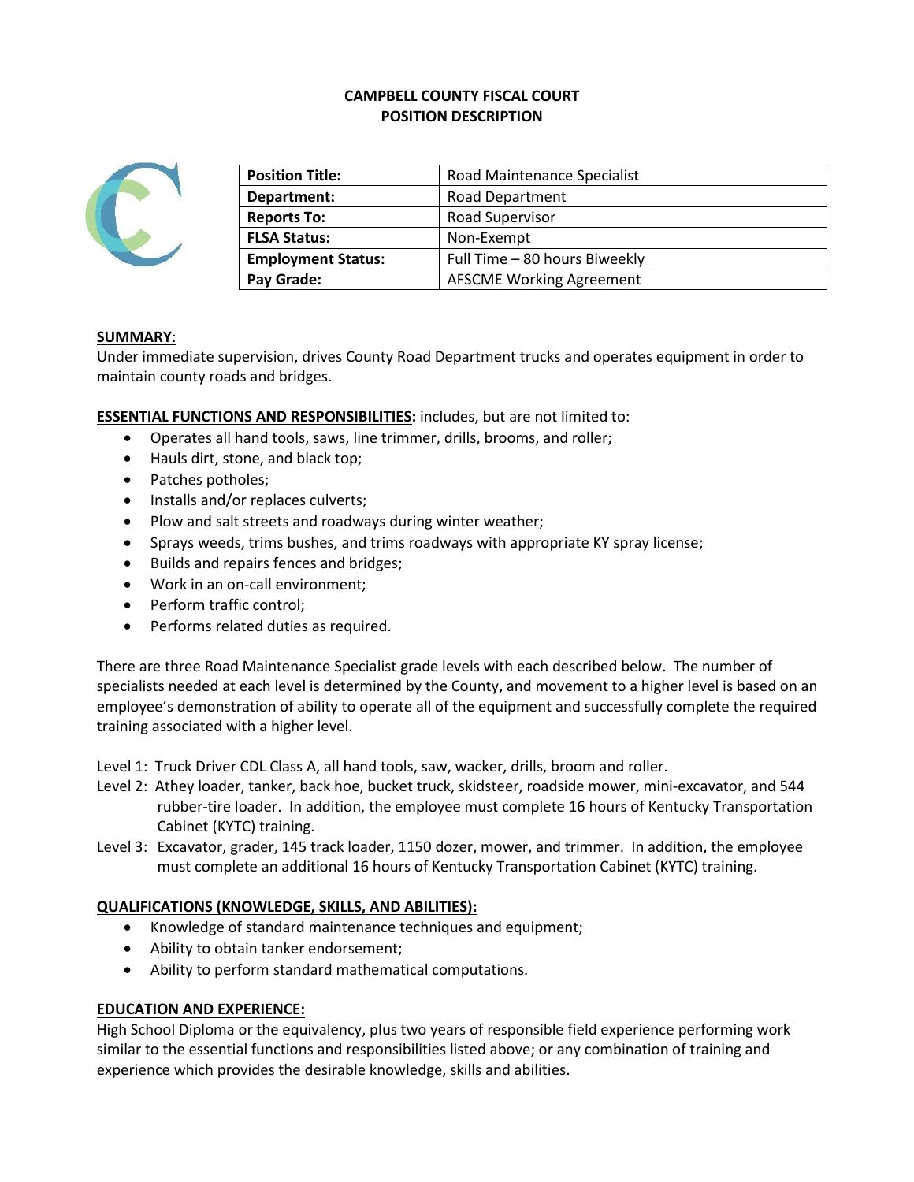# CAMPBELL COUNTY FISCAL COURT
## POSITION DESCRIPTION

| **Position Title:** | Road Maintenance Specialist |
|---|---|
| **Department:** | Road Department |
| **Reports To:** | Road Supervisor |
| **FLSA Status:** | Non-Exempt |
| **Employment Status:** | Full Time – 80 hours Biweekly |
| **Pay Grade:** | AFSCME Working Agreement |

**SUMMARY**:
Under immediate supervision, drives County Road Department trucks and operates equipment in order to maintain county roads and bridges.

**ESSENTIAL FUNCTIONS AND RESPONSIBILITIES:** includes, but are not limited to:

- Operates all hand tools, saws, line trimmer, drills, brooms, and roller;
- Hauls dirt, stone, and black top;
- Patches potholes;
- Installs and/or replaces culverts;
- Plow and salt streets and roadways during winter weather;
- Sprays weeds, trims bushes, and trims roadways with appropriate KY spray license;
- Builds and repairs fences and bridges;
- Work in an on-call environment;
- Perform traffic control;
- Performs related duties as required.

There are three Road Maintenance Specialist grade levels with each described below. The number of specialists needed at each level is determined by the County, and movement to a higher level is based on an employee's demonstration of ability to operate all of the equipment and successfully complete the required training associated with a higher level.

Level 1: Truck Driver CDL Class A, all hand tools, saw, wacker, drills, broom and roller.

Level 2: Athey loader, tanker, back hoe, bucket truck, skidsteer, roadside mower, mini-excavator, and 544 rubber-tire loader. In addition, the employee must complete 16 hours of Kentucky Transportation Cabinet (KYTC) training.

Level 3: Excavator, grader, 145 track loader, 1150 dozer, mower, and trimmer. In addition, the employee must complete an additional 16 hours of Kentucky Transportation Cabinet (KYTC) training.

**QUALIFICATIONS (KNOWLEDGE, SKILLS, AND ABILITIES):**

- Knowledge of standard maintenance techniques and equipment;
- Ability to obtain tanker endorsement;
- Ability to perform standard mathematical computations.

**EDUCATION AND EXPERIENCE:**
High School Diploma or the equivalency, plus two years of responsible field experience performing work similar to the essential functions and responsibilities listed above; or any combination of training and experience which provides the desirable knowledge, skills and abilities.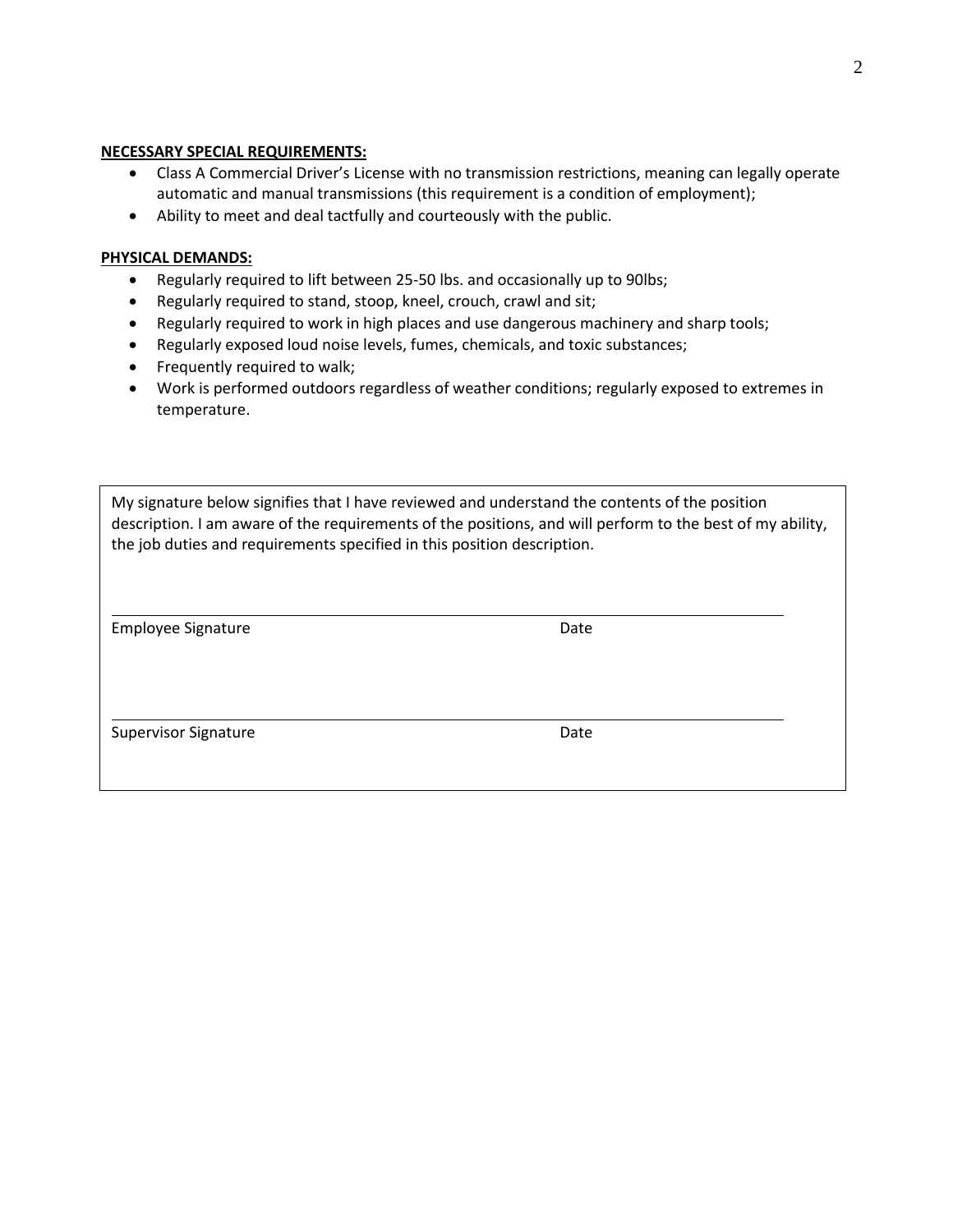**NECESSARY SPECIAL REQUIREMENTS:**

- Class A Commercial Driver's License with no transmission restrictions, meaning can legally operate automatic and manual transmissions (this requirement is a condition of employment);
- Ability to meet and deal tactfully and courteously with the public.

**PHYSICAL DEMANDS:**

- Regularly required to lift between 25-50 lbs. and occasionally up to 90lbs;
- Regularly required to stand, stoop, kneel, crouch, crawl and sit;
- Regularly required to work in high places and use dangerous machinery and sharp tools;
- Regularly exposed loud noise levels, fumes, chemicals, and toxic substances;
- Frequently required to walk;
- Work is performed outdoors regardless of weather conditions; regularly exposed to extremes in temperature.

My signature below signifies that I have reviewed and understand the contents of the position description. I am aware of the requirements of the positions, and will perform to the best of my ability, the job duties and requirements specified in this position description.

Employee Signature Date

Supervisor Signature Date